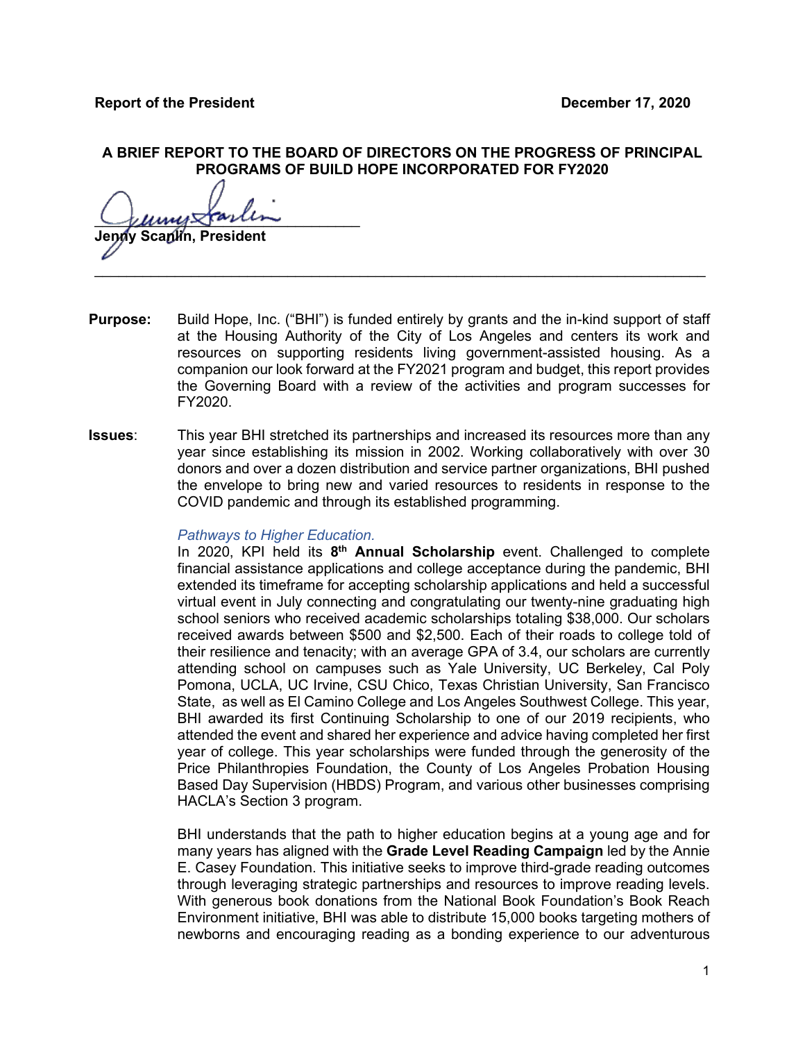**Report of the President** **December 17, 2020**

**A BRIEF REPORT TO THE BOARD OF DIRECTORS ON THE PROGRESS OF PRINCIPAL PROGRAMS OF BUILD HOPE INCORPORATED FOR FY2020**

**Jenny Scanlin, President**

---

**Purpose:** Build Hope, Inc. ("BHI") is funded entirely by grants and the in-kind support of staff at the Housing Authority of the City of Los Angeles and centers its work and resources on supporting residents living government-assisted housing. As a companion our look forward at the FY2021 program and budget, this report provides the Governing Board with a review of the activities and program successes for FY2020.

**Issues**: This year BHI stretched its partnerships and increased its resources more than any year since establishing its mission in 2002. Working collaboratively with over 30 donors and over a dozen distribution and service partner organizations, BHI pushed the envelope to bring new and varied resources to residents in response to the COVID pandemic and through its established programming.

*Pathways to Higher Education.*

In 2020, KPI held its **8th Annual Scholarship** event. Challenged to complete financial assistance applications and college acceptance during the pandemic, BHI extended its timeframe for accepting scholarship applications and held a successful virtual event in July connecting and congratulating our twenty-nine graduating high school seniors who received academic scholarships totaling $38,000. Our scholars received awards between $500 and $2,500. Each of their roads to college told of their resilience and tenacity; with an average GPA of 3.4, our scholars are currently attending school on campuses such as Yale University, UC Berkeley, Cal Poly Pomona, UCLA, UC Irvine, CSU Chico, Texas Christian University, San Francisco State, as well as El Camino College and Los Angeles Southwest College. This year, BHI awarded its first Continuing Scholarship to one of our 2019 recipients, who attended the event and shared her experience and advice having completed her first year of college. This year scholarships were funded through the generosity of the Price Philanthropies Foundation, the County of Los Angeles Probation Housing Based Day Supervision (HBDS) Program, and various other businesses comprising HACLA's Section 3 program.

BHI understands that the path to higher education begins at a young age and for many years has aligned with the **Grade Level Reading Campaign** led by the Annie E. Casey Foundation. This initiative seeks to improve third-grade reading outcomes through leveraging strategic partnerships and resources to improve reading levels. With generous book donations from the National Book Foundation's Book Reach Environment initiative, BHI was able to distribute 15,000 books targeting mothers of newborns and encouraging reading as a bonding experience to our adventurous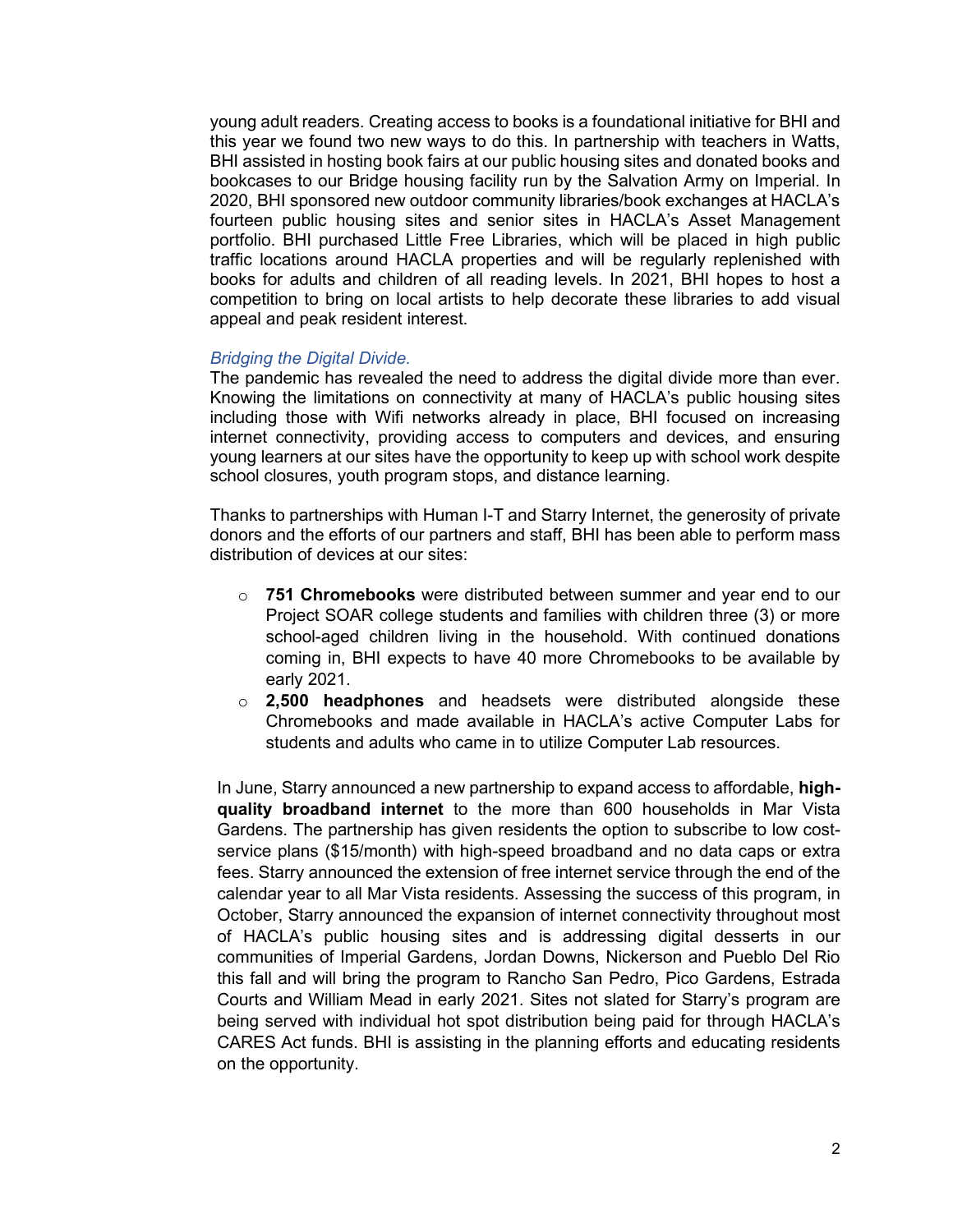young adult readers. Creating access to books is a foundational initiative for BHI and this year we found two new ways to do this. In partnership with teachers in Watts, BHI assisted in hosting book fairs at our public housing sites and donated books and bookcases to our Bridge housing facility run by the Salvation Army on Imperial. In 2020, BHI sponsored new outdoor community libraries/book exchanges at HACLA's fourteen public housing sites and senior sites in HACLA's Asset Management portfolio. BHI purchased Little Free Libraries, which will be placed in high public traffic locations around HACLA properties and will be regularly replenished with books for adults and children of all reading levels. In 2021, BHI hopes to host a competition to bring on local artists to help decorate these libraries to add visual appeal and peak resident interest.

*Bridging the Digital Divide.*
The pandemic has revealed the need to address the digital divide more than ever. Knowing the limitations on connectivity at many of HACLA's public housing sites including those with Wifi networks already in place, BHI focused on increasing internet connectivity, providing access to computers and devices, and ensuring young learners at our sites have the opportunity to keep up with school work despite school closures, youth program stops, and distance learning.

Thanks to partnerships with Human I-T and Starry Internet, the generosity of private donors and the efforts of our partners and staff, BHI has been able to perform mass distribution of devices at our sites:

- **751 Chromebooks** were distributed between summer and year end to our Project SOAR college students and families with children three (3) or more school-aged children living in the household. With continued donations coming in, BHI expects to have 40 more Chromebooks to be available by early 2021.
- **2,500 headphones** and headsets were distributed alongside these Chromebooks and made available in HACLA's active Computer Labs for students and adults who came in to utilize Computer Lab resources.

In June, Starry announced a new partnership to expand access to affordable, **high-quality broadband internet** to the more than 600 households in Mar Vista Gardens. The partnership has given residents the option to subscribe to low cost-service plans ($15/month) with high-speed broadband and no data caps or extra fees. Starry announced the extension of free internet service through the end of the calendar year to all Mar Vista residents. Assessing the success of this program, in October, Starry announced the expansion of internet connectivity throughout most of HACLA's public housing sites and is addressing digital desserts in our communities of Imperial Gardens, Jordan Downs, Nickerson and Pueblo Del Rio this fall and will bring the program to Rancho San Pedro, Pico Gardens, Estrada Courts and William Mead in early 2021. Sites not slated for Starry's program are being served with individual hot spot distribution being paid for through HACLA's CARES Act funds. BHI is assisting in the planning efforts and educating residents on the opportunity.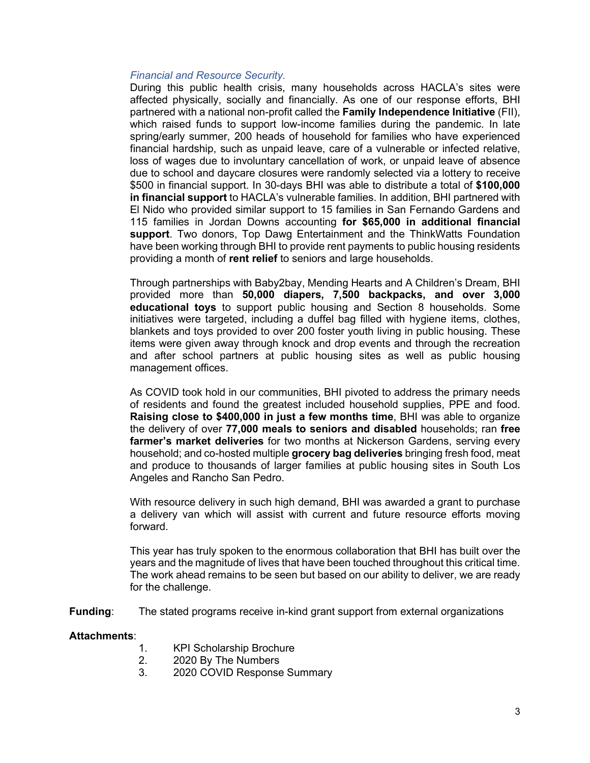*Financial and Resource Security.*

During this public health crisis, many households across HACLA's sites were affected physically, socially and financially. As one of our response efforts, BHI partnered with a national non-profit called the **Family Independence Initiative** (FII), which raised funds to support low-income families during the pandemic. In late spring/early summer, 200 heads of household for families who have experienced financial hardship, such as unpaid leave, care of a vulnerable or infected relative, loss of wages due to involuntary cancellation of work, or unpaid leave of absence due to school and daycare closures were randomly selected via a lottery to receive $500 in financial support. In 30-days BHI was able to distribute a total of **$100,000 in financial support** to HACLA's vulnerable families. In addition, BHI partnered with El Nido who provided similar support to 15 families in San Fernando Gardens and 115 families in Jordan Downs accounting **for $65,000 in additional financial support**. Two donors, Top Dawg Entertainment and the ThinkWatts Foundation have been working through BHI to provide rent payments to public housing residents providing a month of **rent relief** to seniors and large households.

Through partnerships with Baby2bay, Mending Hearts and A Children's Dream, BHI provided more than **50,000 diapers, 7,500 backpacks, and over 3,000 educational toys** to support public housing and Section 8 households. Some initiatives were targeted, including a duffel bag filled with hygiene items, clothes, blankets and toys provided to over 200 foster youth living in public housing. These items were given away through knock and drop events and through the recreation and after school partners at public housing sites as well as public housing management offices.

As COVID took hold in our communities, BHI pivoted to address the primary needs of residents and found the greatest included household supplies, PPE and food. **Raising close to $400,000 in just a few months time**, BHI was able to organize the delivery of over **77,000 meals to seniors and disabled** households; ran **free farmer's market deliveries** for two months at Nickerson Gardens, serving every household; and co-hosted multiple **grocery bag deliveries** bringing fresh food, meat and produce to thousands of larger families at public housing sites in South Los Angeles and Rancho San Pedro.

With resource delivery in such high demand, BHI was awarded a grant to purchase a delivery van which will assist with current and future resource efforts moving forward.

This year has truly spoken to the enormous collaboration that BHI has built over the years and the magnitude of lives that have been touched throughout this critical time. The work ahead remains to be seen but based on our ability to deliver, we are ready for the challenge.

**Funding**: The stated programs receive in-kind grant support from external organizations

**Attachments**:

1. KPI Scholarship Brochure
2. 2020 By The Numbers
3. 2020 COVID Response Summary